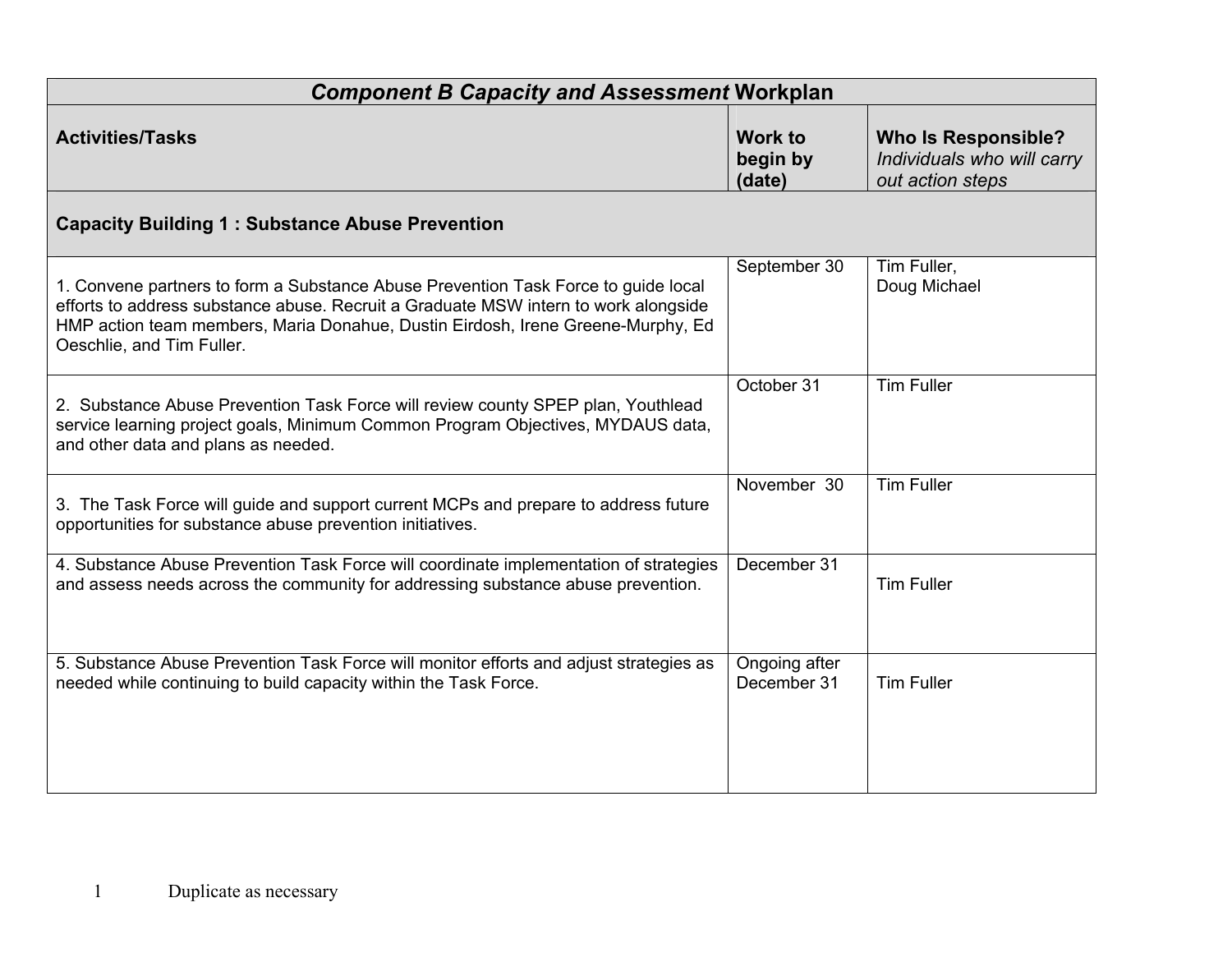| *Component B Capacity and Assessment* **Workplan** | | |
|---|---|---|
| **Activities/Tasks** | **Work to begin by (date)** | **Who Is Responsible?** *Individuals who will carry out action steps* |
| **Capacity Building 1 : Substance Abuse Prevention** | | |
| 1. Convene partners to form a Substance Abuse Prevention Task Force to guide local efforts to address substance abuse. Recruit a Graduate MSW intern to work alongside HMP action team members, Maria Donahue, Dustin Eirdosh, Irene Greene-Murphy, Ed Oeschlie, and Tim Fuller. | September 30 | Tim Fuller, Doug Michael |
| 2. Substance Abuse Prevention Task Force will review county SPEP plan, Youthlead service learning project goals, Minimum Common Program Objectives, MYDAUS data, and other data and plans as needed. | October 31 | Tim Fuller |
| 3. The Task Force will guide and support current MCPs and prepare to address future opportunities for substance abuse prevention initiatives. | November 30 | Tim Fuller |
| 4. Substance Abuse Prevention Task Force will coordinate implementation of strategies and assess needs across the community for addressing substance abuse prevention. | December 31 | Tim Fuller |
| 5. Substance Abuse Prevention Task Force will monitor efforts and adjust strategies as needed while continuing to build capacity within the Task Force. | Ongoing after December 31 | Tim Fuller |

1 Duplicate as necessary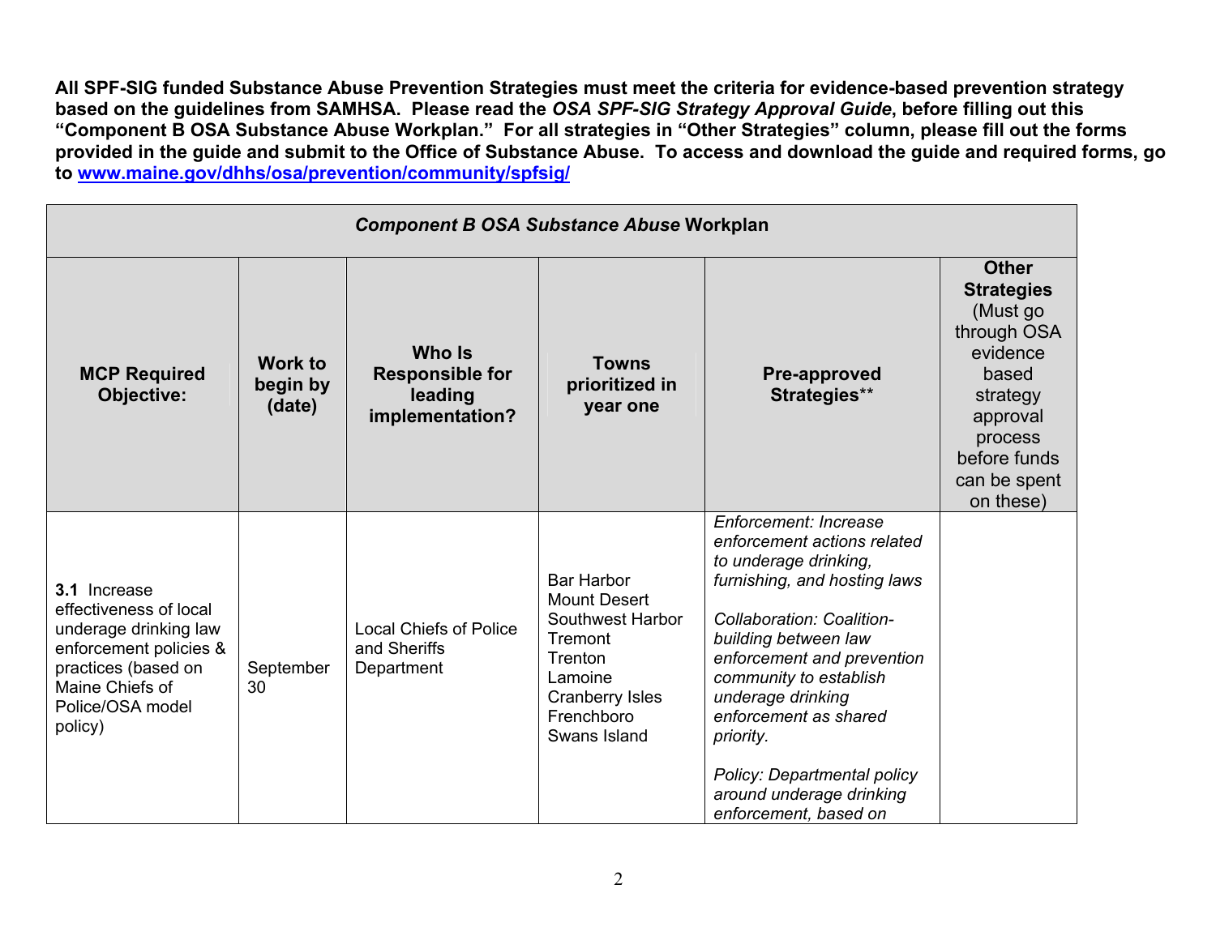**All SPF-SIG funded Substance Abuse Prevention Strategies must meet the criteria for evidence-based prevention strategy based on the guidelines from SAMHSA. Please read the *OSA SPF-SIG Strategy Approval Guide*, before filling out this "Component B OSA Substance Abuse Workplan." For all strategies in "Other Strategies" column, please fill out the forms provided in the guide and submit to the Office of Substance Abuse. To access and download the guide and required forms, go to [www.maine.gov/dhhs/osa/prevention/community/spfsig/](www.maine.gov/dhhs/osa/prevention/community/spfsig/)**

| ***Component B OSA Substance Abuse* Workplan** | | | | | |
|---|---|---|---|---|---|
| **MCP Required Objective:** | **Work to begin by (date)** | **Who Is Responsible for leading implementation?** | **Towns prioritized in year one** | **Pre-approved Strategies**\*\* | **Other Strategies** (Must go through OSA evidence based strategy approval process before funds can be spent on these) |
| **3.1** Increase effectiveness of local underage drinking law enforcement policies & practices (based on Maine Chiefs of Police/OSA model policy) | September 30 | Local Chiefs of Police and Sheriffs Department | Bar Harbor<br>Mount Desert<br>Southwest Harbor<br>Tremont<br>Trenton<br>Lamoine<br>Cranberry Isles<br>Frenchboro<br>Swans Island | *Enforcement: Increase enforcement actions related to underage drinking, furnishing, and hosting laws*<br><br>*Collaboration: Coalition-building between law enforcement and prevention community to establish underage drinking enforcement as shared priority.*<br><br>*Policy: Departmental policy around underage drinking enforcement, based on* | |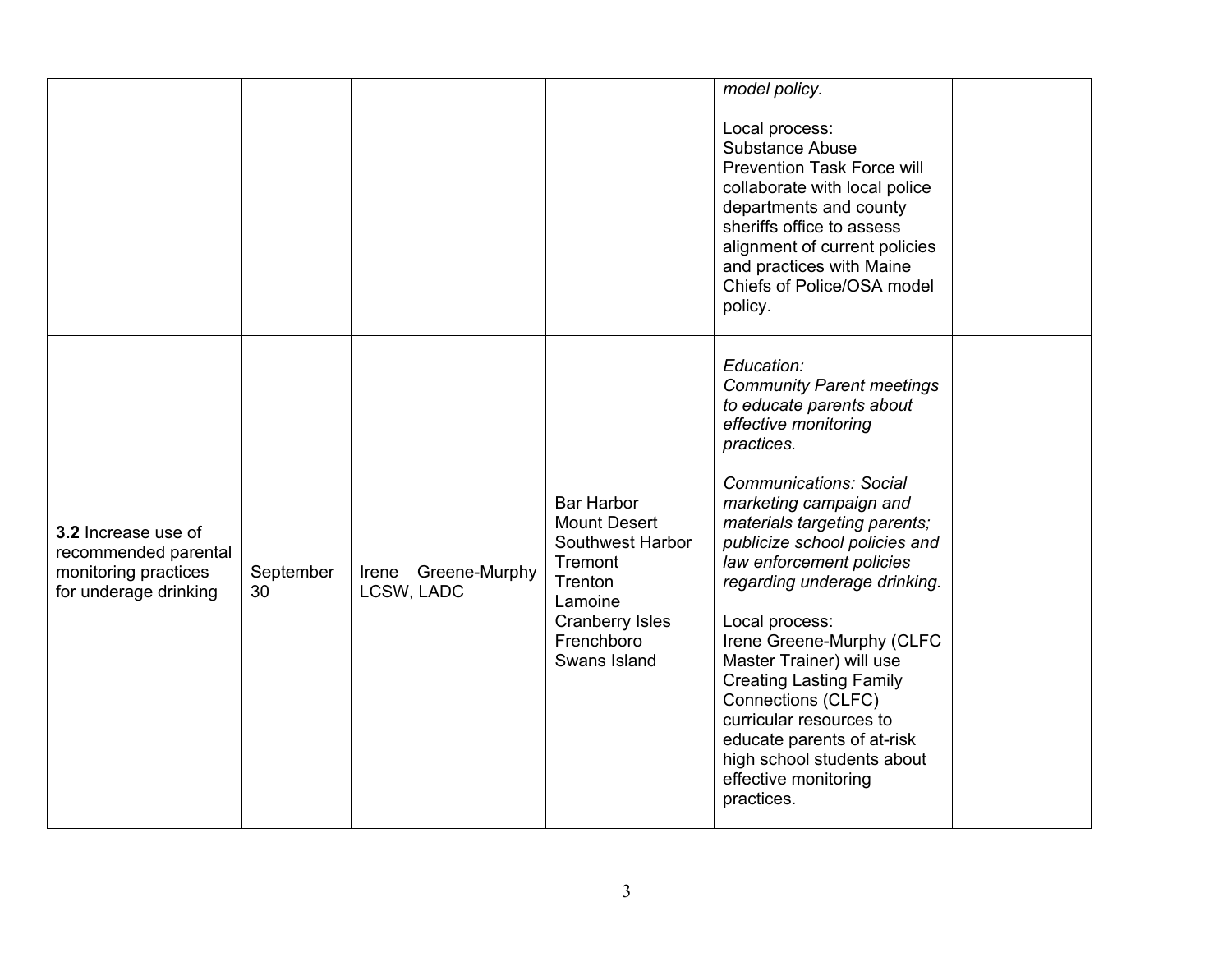|  |  |  |  |  |  |
|---|---|---|---|---|---|
|  |  |  |  | *model policy.*<br><br>Local process:<br>Substance Abuse Prevention Task Force will collaborate with local police departments and county sheriffs office to assess alignment of current policies and practices with Maine Chiefs of Police/OSA model policy. |  |
| **3.2** Increase use of recommended parental monitoring practices for underage drinking | September 30 | Irene Greene-Murphy LCSW, LADC | Bar Harbor<br>Mount Desert<br>Southwest Harbor<br>Tremont<br>Trenton<br>Lamoine<br>Cranberry Isles<br>Frenchboro<br>Swans Island | *Education:*<br>*Community Parent meetings to educate parents about effective monitoring practices.*<br><br>*Communications: Social marketing campaign and materials targeting parents; publicize school policies and law enforcement policies regarding underage drinking.*<br><br>Local process:<br>Irene Greene-Murphy (CLFC Master Trainer) will use Creating Lasting Family Connections (CLFC) curricular resources to educate parents of at-risk high school students about effective monitoring practices. |  |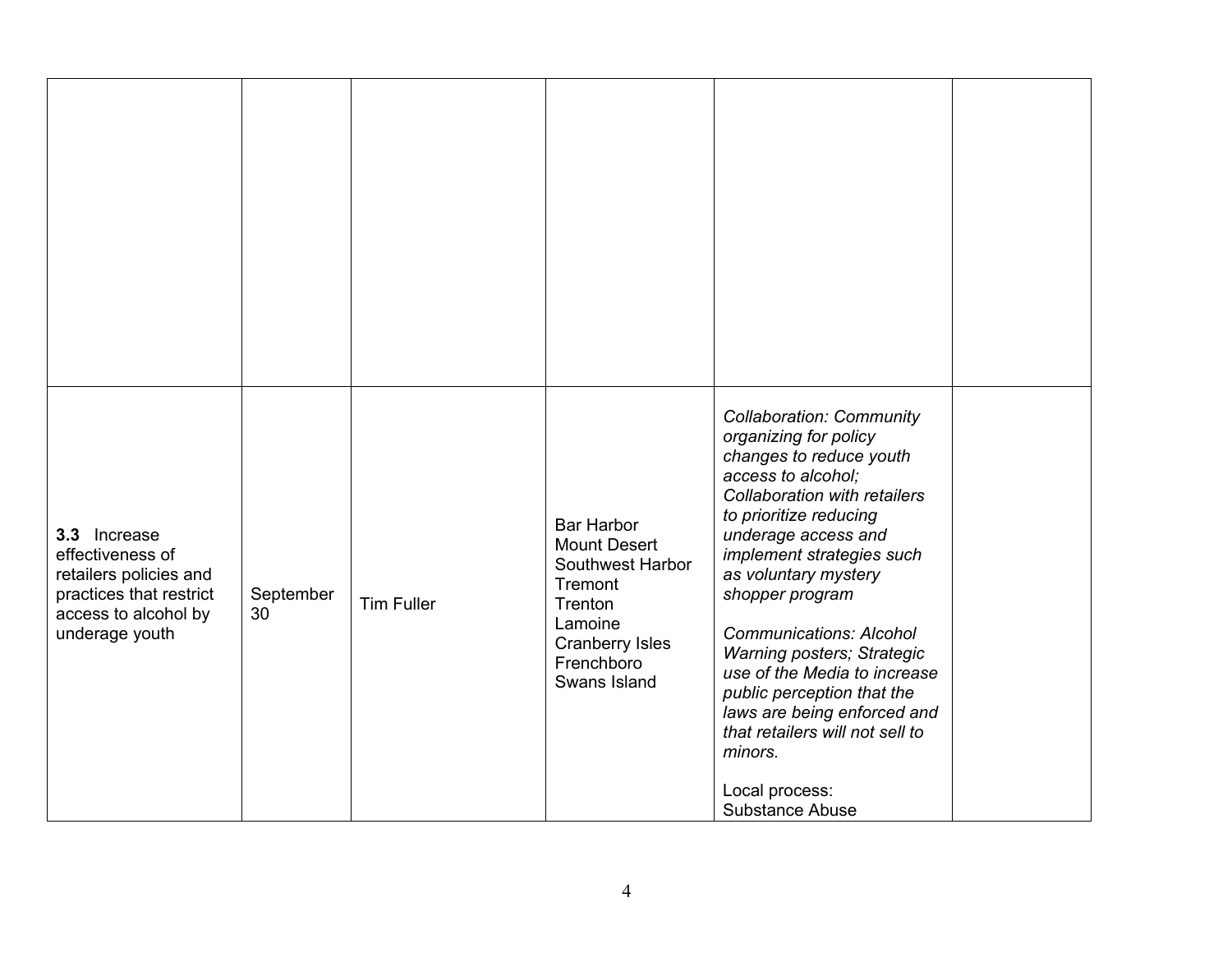| | | | | | |
|---|---|---|---|---|---|
| | | | | | |
| **3.3** Increase effectiveness of retailers policies and practices that restrict access to alcohol by underage youth | September 30 | Tim Fuller | Bar Harbor<br>Mount Desert<br>Southwest Harbor<br>Tremont<br>Trenton<br>Lamoine<br>Cranberry Isles<br>Frenchboro<br>Swans Island | *Collaboration: Community organizing for policy changes to reduce youth access to alcohol; Collaboration with retailers to prioritize reducing underage access and implement strategies such as voluntary mystery shopper program*<br><br>*Communications: Alcohol Warning posters; Strategic use of the Media to increase public perception that the laws are being enforced and that retailers will not sell to minors.*<br><br>Local process: Substance Abuse | |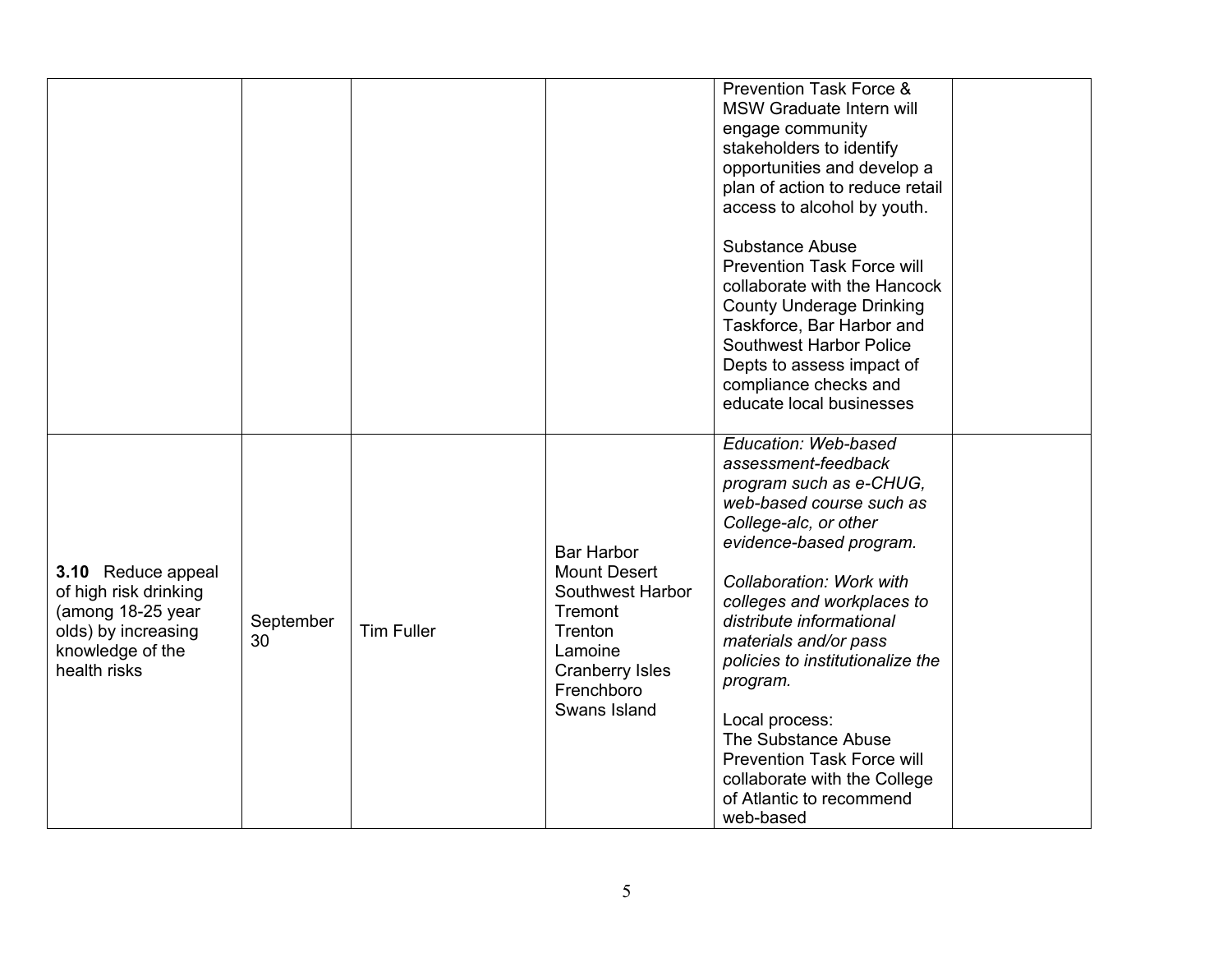| | | | | | |
|---|---|---|---|---|---|
| | | | | Prevention Task Force & MSW Graduate Intern will engage community stakeholders to identify opportunities and develop a plan of action to reduce retail access to alcohol by youth.<br><br>Substance Abuse Prevention Task Force will collaborate with the Hancock County Underage Drinking Taskforce, Bar Harbor and Southwest Harbor Police Depts to assess impact of compliance checks and educate local businesses | |
| **3.10** Reduce appeal of high risk drinking (among 18-25 year olds) by increasing knowledge of the health risks | September 30 | Tim Fuller | Bar Harbor<br>Mount Desert<br>Southwest Harbor<br>Tremont<br>Trenton<br>Lamoine<br>Cranberry Isles<br>Frenchboro<br>Swans Island | *Education: Web-based assessment-feedback program such as e-CHUG, web-based course such as College-alc, or other evidence-based program.*<br><br>*Collaboration: Work with colleges and workplaces to distribute informational materials and/or pass policies to institutionalize the program.*<br><br>Local process:<br>The Substance Abuse Prevention Task Force will collaborate with the College of Atlantic to recommend web-based | |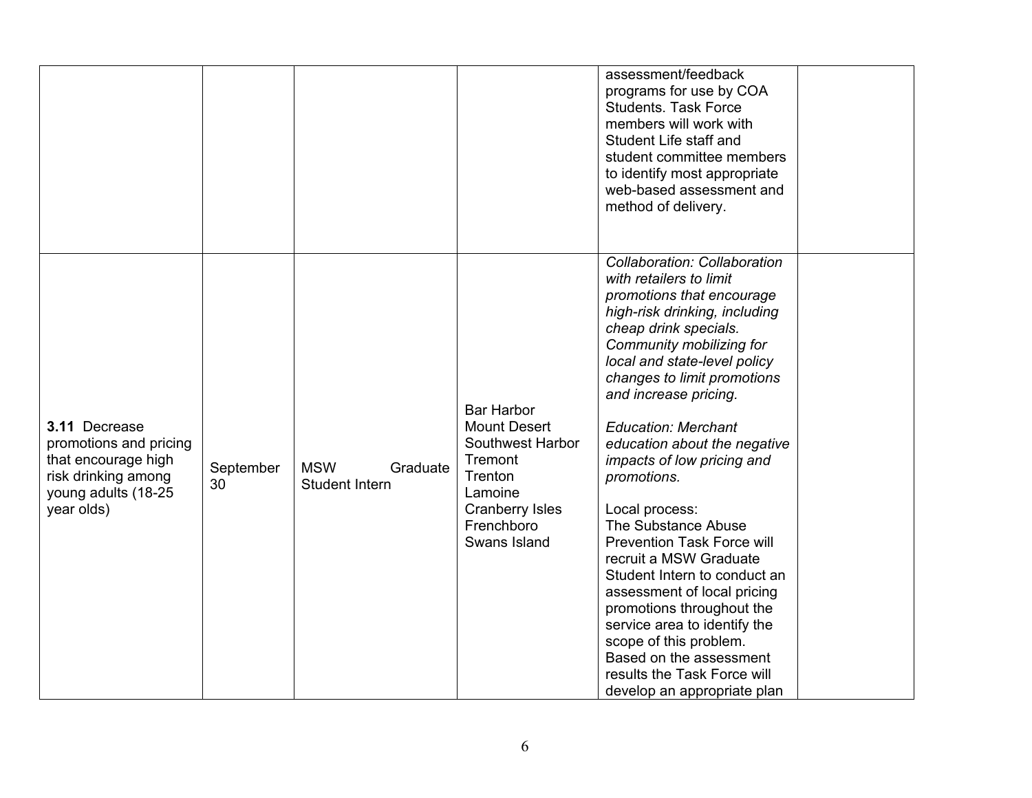| | | | | | |
|---|---|---|---|---|---|
| | | | | assessment/feedback programs for use by COA Students. Task Force members will work with Student Life staff and student committee members to identify most appropriate web-based assessment and method of delivery. | |
| **3.11** Decrease promotions and pricing that encourage high risk drinking among young adults (18-25 year olds) | September 30 | MSW Graduate Student Intern | Bar Harbor<br>Mount Desert<br>Southwest Harbor<br>Tremont<br>Trenton<br>Lamoine<br>Cranberry Isles<br>Frenchboro<br>Swans Island | *Collaboration: Collaboration with retailers to limit promotions that encourage high-risk drinking, including cheap drink specials. Community mobilizing for local and state-level policy changes to limit promotions and increase pricing.*<br><br>*Education: Merchant education about the negative impacts of low pricing and promotions.*<br><br>Local process:<br>The Substance Abuse Prevention Task Force will recruit a MSW Graduate Student Intern to conduct an assessment of local pricing promotions throughout the service area to identify the scope of this problem. Based on the assessment results the Task Force will develop an appropriate plan | |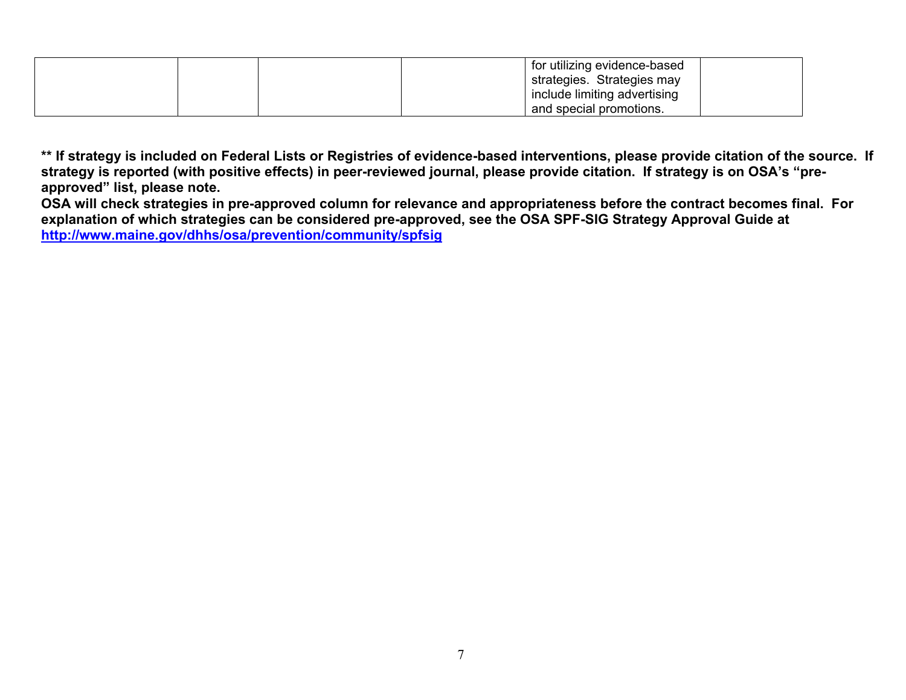| | | | | | |
|---|---|---|---|---|---|
| | | | | for utilizing evidence-based strategies. Strategies may include limiting advertising and special promotions. | |

**\*\* If strategy is included on Federal Lists or Registries of evidence-based interventions, please provide citation of the source. If strategy is reported (with positive effects) in peer-reviewed journal, please provide citation. If strategy is on OSA's "pre-approved" list, please note.**
**OSA will check strategies in pre-approved column for relevance and appropriateness before the contract becomes final. For explanation of which strategies can be considered pre-approved, see the OSA SPF-SIG Strategy Approval Guide at [http://www.maine.gov/dhhs/osa/prevention/community/spfsig](http://www.maine.gov/dhhs/osa/prevention/community/spfsig)**